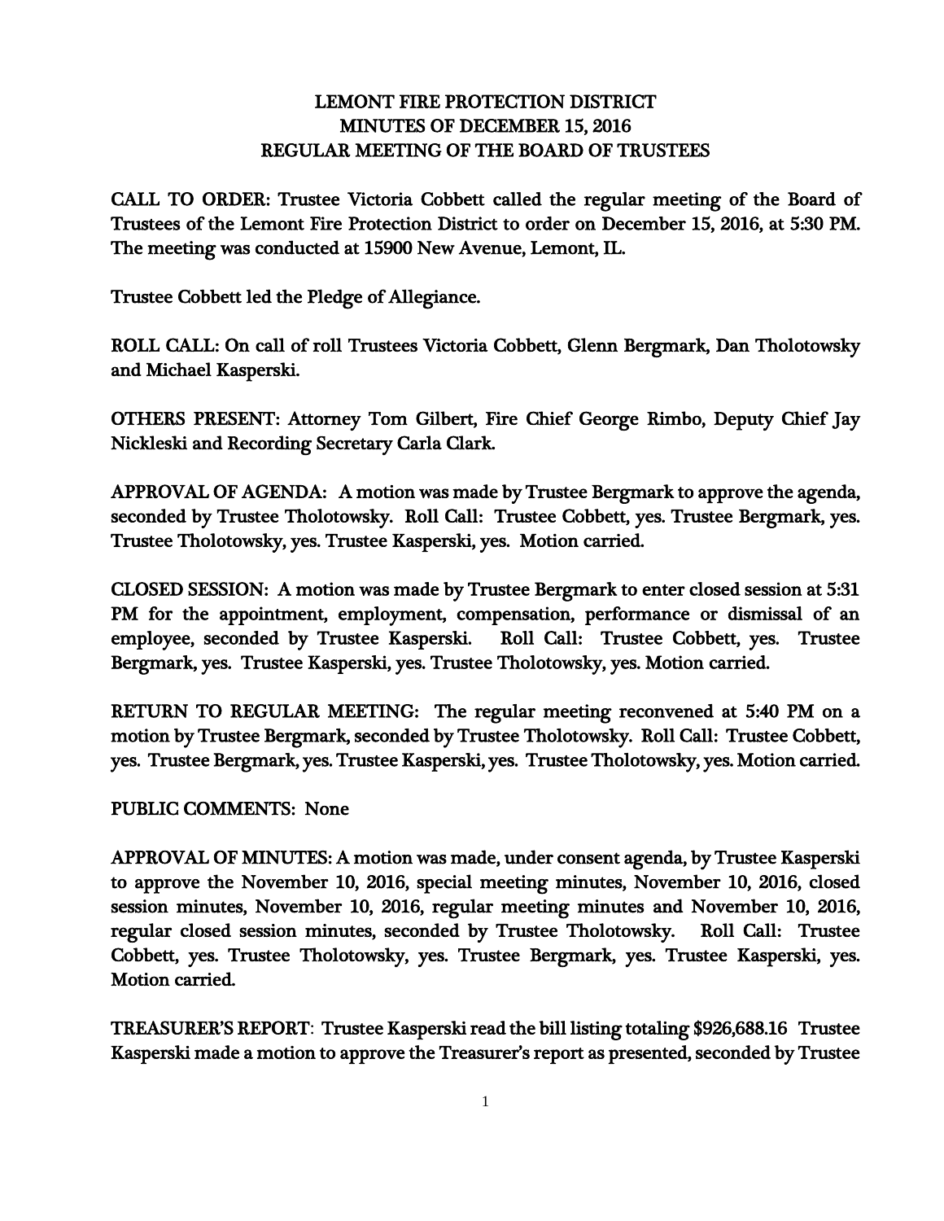# LEMONT FIRE PROTECTION DISTRICT
## MINUTES OF DECEMBER 15, 2016
## REGULAR MEETING OF THE BOARD OF TRUSTEES

CALL TO ORDER: Trustee Victoria Cobbett called the regular meeting of the Board of Trustees of the Lemont Fire Protection District to order on December 15, 2016, at 5:30 PM. The meeting was conducted at 15900 New Avenue, Lemont, IL.

Trustee Cobbett led the Pledge of Allegiance.

ROLL CALL: On call of roll Trustees Victoria Cobbett, Glenn Bergmark, Dan Tholotowsky and Michael Kasperski.

OTHERS PRESENT: Attorney Tom Gilbert, Fire Chief George Rimbo, Deputy Chief Jay Nickleski and Recording Secretary Carla Clark.

APPROVAL OF AGENDA: A motion was made by Trustee Bergmark to approve the agenda, seconded by Trustee Tholotowsky. Roll Call: Trustee Cobbett, yes. Trustee Bergmark, yes. Trustee Tholotowsky, yes. Trustee Kasperski, yes. Motion carried.

CLOSED SESSION: A motion was made by Trustee Bergmark to enter closed session at 5:31 PM for the appointment, employment, compensation, performance or dismissal of an employee, seconded by Trustee Kasperski. Roll Call: Trustee Cobbett, yes. Trustee Bergmark, yes. Trustee Kasperski, yes. Trustee Tholotowsky, yes. Motion carried.

RETURN TO REGULAR MEETING: The regular meeting reconvened at 5:40 PM on a motion by Trustee Bergmark, seconded by Trustee Tholotowsky. Roll Call: Trustee Cobbett, yes. Trustee Bergmark, yes. Trustee Kasperski, yes. Trustee Tholotowsky, yes. Motion carried.

PUBLIC COMMENTS: None

APPROVAL OF MINUTES: A motion was made, under consent agenda, by Trustee Kasperski to approve the November 10, 2016, special meeting minutes, November 10, 2016, closed session minutes, November 10, 2016, regular meeting minutes and November 10, 2016, regular closed session minutes, seconded by Trustee Tholotowsky. Roll Call: Trustee Cobbett, yes. Trustee Tholotowsky, yes. Trustee Bergmark, yes. Trustee Kasperski, yes. Motion carried.

TREASURER'S REPORT: Trustee Kasperski read the bill listing totaling $926,688.16 Trustee Kasperski made a motion to approve the Treasurer's report as presented, seconded by Trustee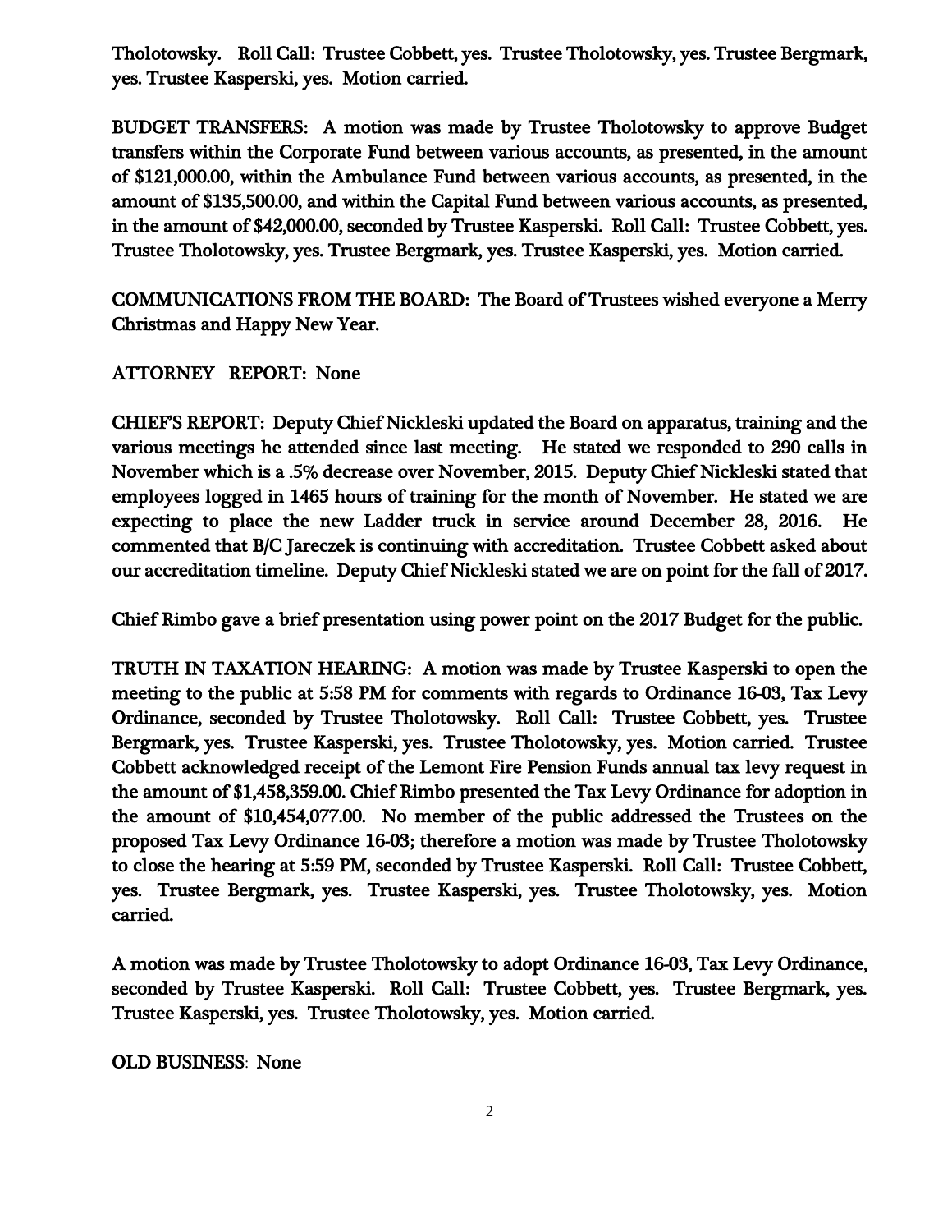Tholotowsky. Roll Call: Trustee Cobbett, yes. Trustee Tholotowsky, yes. Trustee Bergmark, yes. Trustee Kasperski, yes. Motion carried.

BUDGET TRANSFERS: A motion was made by Trustee Tholotowsky to approve Budget transfers within the Corporate Fund between various accounts, as presented, in the amount of $121,000.00, within the Ambulance Fund between various accounts, as presented, in the amount of $135,500.00, and within the Capital Fund between various accounts, as presented, in the amount of $42,000.00, seconded by Trustee Kasperski. Roll Call: Trustee Cobbett, yes. Trustee Tholotowsky, yes. Trustee Bergmark, yes. Trustee Kasperski, yes. Motion carried.

COMMUNICATIONS FROM THE BOARD: The Board of Trustees wished everyone a Merry Christmas and Happy New Year.

ATTORNEY REPORT: None

CHIEF'S REPORT: Deputy Chief Nickleski updated the Board on apparatus, training and the various meetings he attended since last meeting. He stated we responded to 290 calls in November which is a .5% decrease over November, 2015. Deputy Chief Nickleski stated that employees logged in 1465 hours of training for the month of November. He stated we are expecting to place the new Ladder truck in service around December 28, 2016. He commented that B/C Jareczek is continuing with accreditation. Trustee Cobbett asked about our accreditation timeline. Deputy Chief Nickleski stated we are on point for the fall of 2017.

Chief Rimbo gave a brief presentation using power point on the 2017 Budget for the public.

TRUTH IN TAXATION HEARING: A motion was made by Trustee Kasperski to open the meeting to the public at 5:58 PM for comments with regards to Ordinance 16-03, Tax Levy Ordinance, seconded by Trustee Tholotowsky. Roll Call: Trustee Cobbett, yes. Trustee Bergmark, yes. Trustee Kasperski, yes. Trustee Tholotowsky, yes. Motion carried. Trustee Cobbett acknowledged receipt of the Lemont Fire Pension Funds annual tax levy request in the amount of $1,458,359.00. Chief Rimbo presented the Tax Levy Ordinance for adoption in the amount of $10,454,077.00. No member of the public addressed the Trustees on the proposed Tax Levy Ordinance 16-03; therefore a motion was made by Trustee Tholotowsky to close the hearing at 5:59 PM, seconded by Trustee Kasperski. Roll Call: Trustee Cobbett, yes. Trustee Bergmark, yes. Trustee Kasperski, yes. Trustee Tholotowsky, yes. Motion carried.

A motion was made by Trustee Tholotowsky to adopt Ordinance 16-03, Tax Levy Ordinance, seconded by Trustee Kasperski. Roll Call: Trustee Cobbett, yes. Trustee Bergmark, yes. Trustee Kasperski, yes. Trustee Tholotowsky, yes. Motion carried.

OLD BUSINESS: None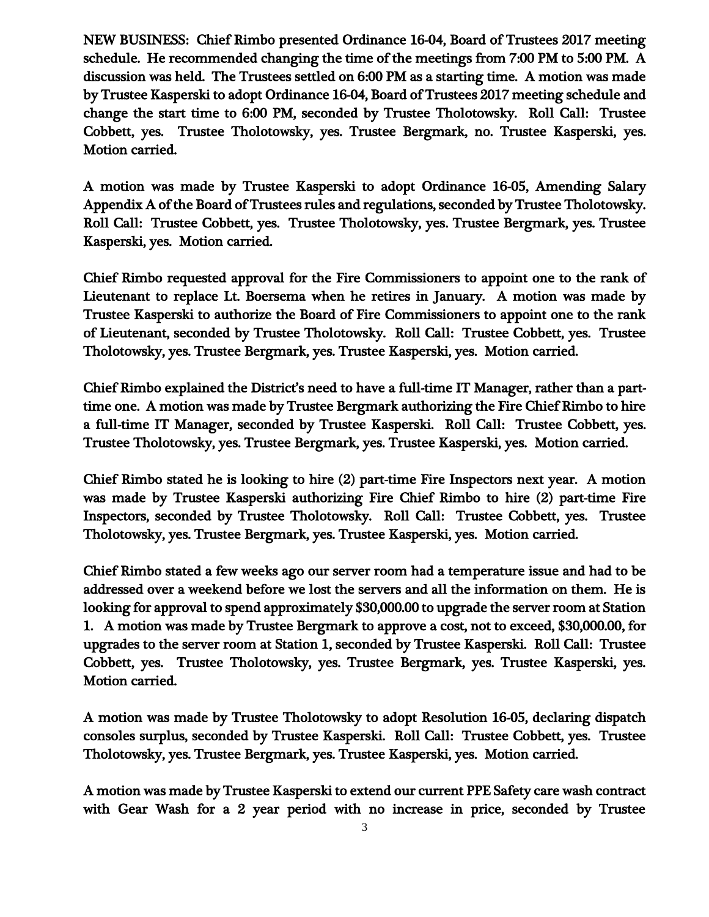NEW BUSINESS: Chief Rimbo presented Ordinance 16-04, Board of Trustees 2017 meeting schedule. He recommended changing the time of the meetings from 7:00 PM to 5:00 PM. A discussion was held. The Trustees settled on 6:00 PM as a starting time. A motion was made by Trustee Kasperski to adopt Ordinance 16-04, Board of Trustees 2017 meeting schedule and change the start time to 6:00 PM, seconded by Trustee Tholotowsky. Roll Call: Trustee Cobbett, yes. Trustee Tholotowsky, yes. Trustee Bergmark, no. Trustee Kasperski, yes. Motion carried.

A motion was made by Trustee Kasperski to adopt Ordinance 16-05, Amending Salary Appendix A of the Board of Trustees rules and regulations, seconded by Trustee Tholotowsky. Roll Call: Trustee Cobbett, yes. Trustee Tholotowsky, yes. Trustee Bergmark, yes. Trustee Kasperski, yes. Motion carried.

Chief Rimbo requested approval for the Fire Commissioners to appoint one to the rank of Lieutenant to replace Lt. Boersema when he retires in January. A motion was made by Trustee Kasperski to authorize the Board of Fire Commissioners to appoint one to the rank of Lieutenant, seconded by Trustee Tholotowsky. Roll Call: Trustee Cobbett, yes. Trustee Tholotowsky, yes. Trustee Bergmark, yes. Trustee Kasperski, yes. Motion carried.

Chief Rimbo explained the District's need to have a full-time IT Manager, rather than a part-time one. A motion was made by Trustee Bergmark authorizing the Fire Chief Rimbo to hire a full-time IT Manager, seconded by Trustee Kasperski. Roll Call: Trustee Cobbett, yes. Trustee Tholotowsky, yes. Trustee Bergmark, yes. Trustee Kasperski, yes. Motion carried.

Chief Rimbo stated he is looking to hire (2) part-time Fire Inspectors next year. A motion was made by Trustee Kasperski authorizing Fire Chief Rimbo to hire (2) part-time Fire Inspectors, seconded by Trustee Tholotowsky. Roll Call: Trustee Cobbett, yes. Trustee Tholotowsky, yes. Trustee Bergmark, yes. Trustee Kasperski, yes. Motion carried.

Chief Rimbo stated a few weeks ago our server room had a temperature issue and had to be addressed over a weekend before we lost the servers and all the information on them. He is looking for approval to spend approximately $30,000.00 to upgrade the server room at Station 1. A motion was made by Trustee Bergmark to approve a cost, not to exceed, $30,000.00, for upgrades to the server room at Station 1, seconded by Trustee Kasperski. Roll Call: Trustee Cobbett, yes. Trustee Tholotowsky, yes. Trustee Bergmark, yes. Trustee Kasperski, yes. Motion carried.

A motion was made by Trustee Tholotowsky to adopt Resolution 16-05, declaring dispatch consoles surplus, seconded by Trustee Kasperski. Roll Call: Trustee Cobbett, yes. Trustee Tholotowsky, yes. Trustee Bergmark, yes. Trustee Kasperski, yes. Motion carried.

A motion was made by Trustee Kasperski to extend our current PPE Safety care wash contract with Gear Wash for a 2 year period with no increase in price, seconded by Trustee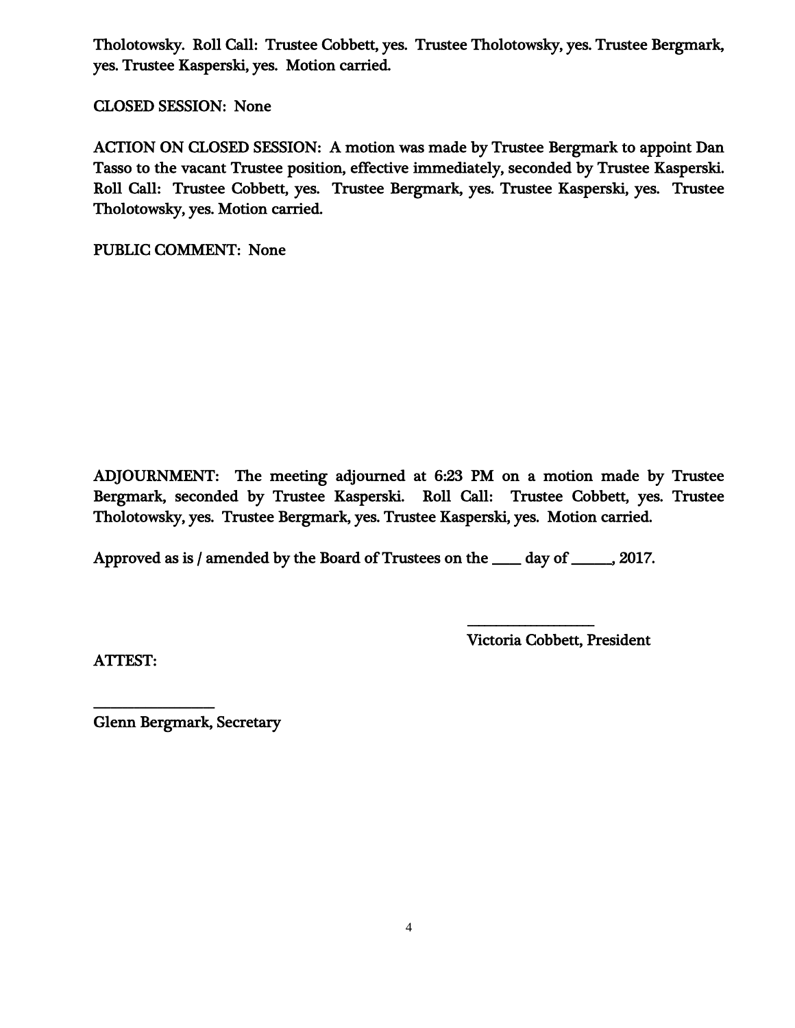Tholotowsky. Roll Call: Trustee Cobbett, yes. Trustee Tholotowsky, yes. Trustee Bergmark, yes. Trustee Kasperski, yes. Motion carried.

CLOSED SESSION: None

ACTION ON CLOSED SESSION: A motion was made by Trustee Bergmark to appoint Dan Tasso to the vacant Trustee position, effective immediately, seconded by Trustee Kasperski. Roll Call: Trustee Cobbett, yes. Trustee Bergmark, yes. Trustee Kasperski, yes. Trustee Tholotowsky, yes. Motion carried.

PUBLIC COMMENT: None

ADJOURNMENT: The meeting adjourned at 6:23 PM on a motion made by Trustee Bergmark, seconded by Trustee Kasperski. Roll Call: Trustee Cobbett, yes. Trustee Tholotowsky, yes. Trustee Bergmark, yes. Trustee Kasperski, yes. Motion carried.

Approved as is / amended by the Board of Trustees on the ____ day of _____, 2017.

________________
Victoria Cobbett, President

ATTEST:

________________
Glenn Bergmark, Secretary